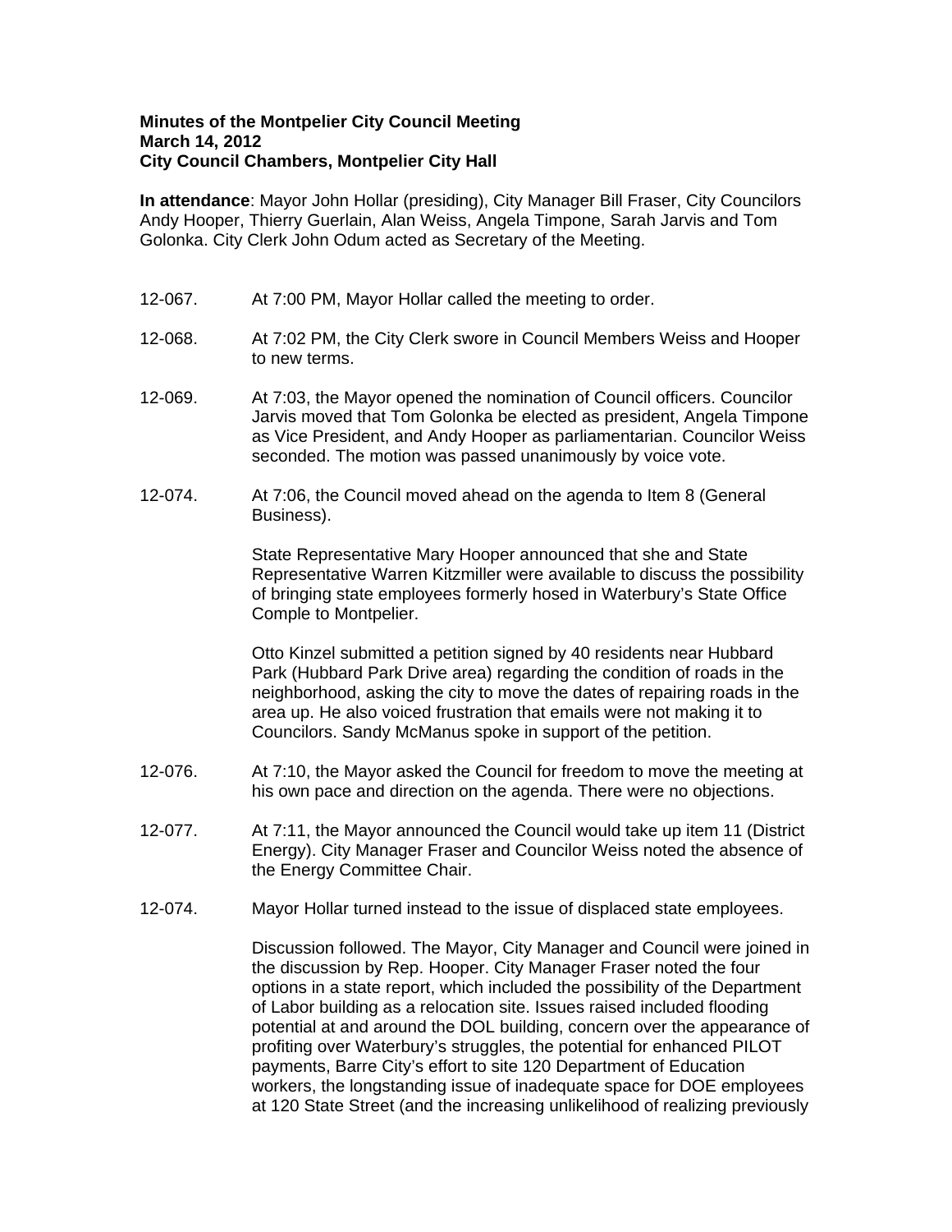**Minutes of the Montpelier City Council Meeting**
**March 14, 2012**
**City Council Chambers, Montpelier City Hall**

**In attendance**: Mayor John Hollar (presiding), City Manager Bill Fraser, City Councilors Andy Hooper, Thierry Guerlain, Alan Weiss, Angela Timpone, Sarah Jarvis and Tom Golonka. City Clerk John Odum acted as Secretary of the Meeting.

12-067. At 7:00 PM, Mayor Hollar called the meeting to order.

12-068. At 7:02 PM, the City Clerk swore in Council Members Weiss and Hooper to new terms.

12-069. At 7:03, the Mayor opened the nomination of Council officers. Councilor Jarvis moved that Tom Golonka be elected as president, Angela Timpone as Vice President, and Andy Hooper as parliamentarian. Councilor Weiss seconded. The motion was passed unanimously by voice vote.

12-074. At 7:06, the Council moved ahead on the agenda to Item 8 (General Business).

State Representative Mary Hooper announced that she and State Representative Warren Kitzmiller were available to discuss the possibility of bringing state employees formerly hosed in Waterbury's State Office Comple to Montpelier.

Otto Kinzel submitted a petition signed by 40 residents near Hubbard Park (Hubbard Park Drive area) regarding the condition of roads in the neighborhood, asking the city to move the dates of repairing roads in the area up. He also voiced frustration that emails were not making it to Councilors. Sandy McManus spoke in support of the petition.

12-076. At 7:10, the Mayor asked the Council for freedom to move the meeting at his own pace and direction on the agenda. There were no objections.

12-077. At 7:11, the Mayor announced the Council would take up item 11 (District Energy). City Manager Fraser and Councilor Weiss noted the absence of the Energy Committee Chair.

12-074. Mayor Hollar turned instead to the issue of displaced state employees.

Discussion followed. The Mayor, City Manager and Council were joined in the discussion by Rep. Hooper. City Manager Fraser noted the four options in a state report, which included the possibility of the Department of Labor building as a relocation site. Issues raised included flooding potential at and around the DOL building, concern over the appearance of profiting over Waterbury's struggles, the potential for enhanced PILOT payments, Barre City's effort to site 120 Department of Education workers, the longstanding issue of inadequate space for DOE employees at 120 State Street (and the increasing unlikelihood of realizing previously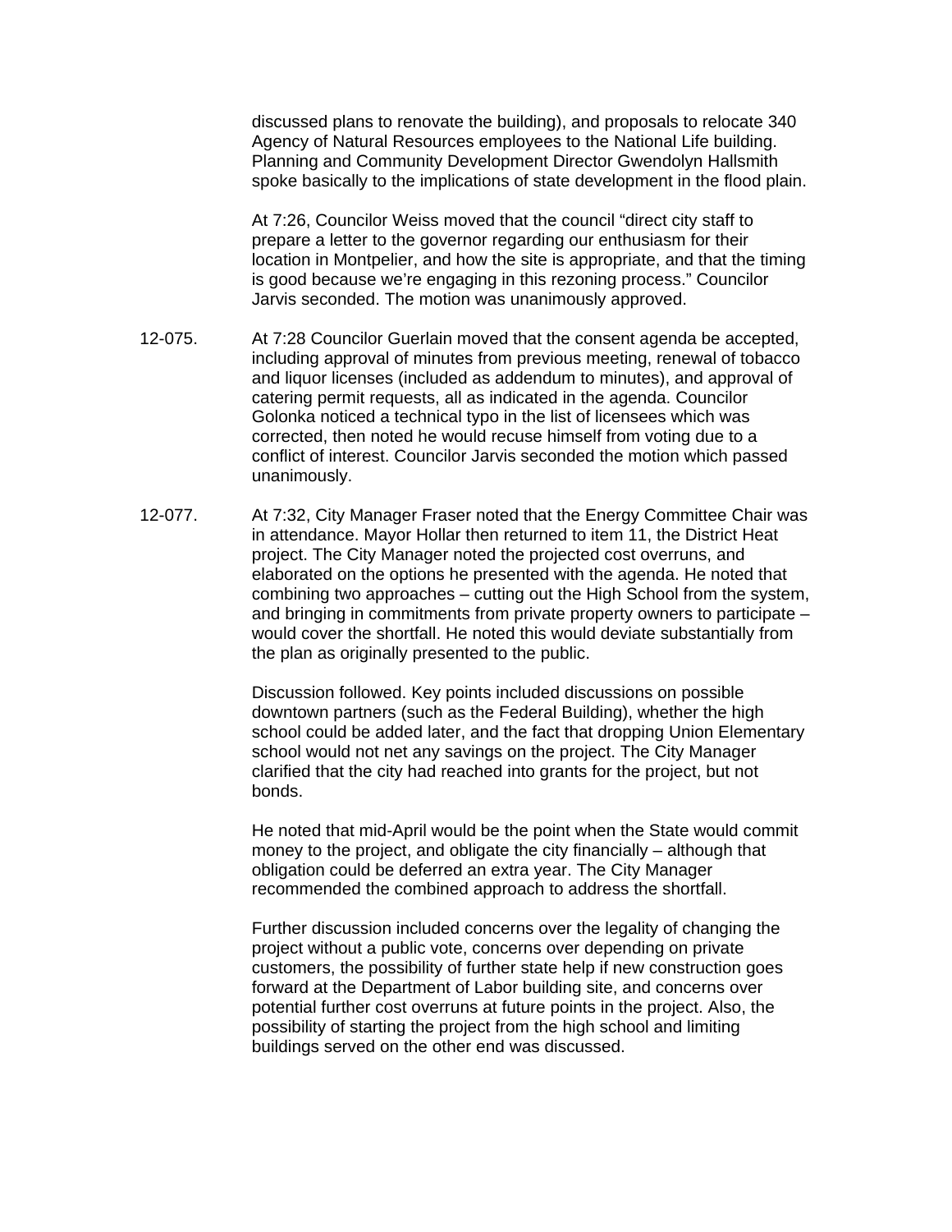discussed plans to renovate the building), and proposals to relocate 340 Agency of Natural Resources employees to the National Life building. Planning and Community Development Director Gwendolyn Hallsmith spoke basically to the implications of state development in the flood plain.

At 7:26, Councilor Weiss moved that the council "direct city staff to prepare a letter to the governor regarding our enthusiasm for their location in Montpelier, and how the site is appropriate, and that the timing is good because we're engaging in this rezoning process." Councilor Jarvis seconded. The motion was unanimously approved.

12-075. At 7:28 Councilor Guerlain moved that the consent agenda be accepted, including approval of minutes from previous meeting, renewal of tobacco and liquor licenses (included as addendum to minutes), and approval of catering permit requests, all as indicated in the agenda. Councilor Golonka noticed a technical typo in the list of licensees which was corrected, then noted he would recuse himself from voting due to a conflict of interest. Councilor Jarvis seconded the motion which passed unanimously.

12-077. At 7:32, City Manager Fraser noted that the Energy Committee Chair was in attendance. Mayor Hollar then returned to item 11, the District Heat project. The City Manager noted the projected cost overruns, and elaborated on the options he presented with the agenda. He noted that combining two approaches – cutting out the High School from the system, and bringing in commitments from private property owners to participate – would cover the shortfall. He noted this would deviate substantially from the plan as originally presented to the public.

Discussion followed. Key points included discussions on possible downtown partners (such as the Federal Building), whether the high school could be added later, and the fact that dropping Union Elementary school would not net any savings on the project. The City Manager clarified that the city had reached into grants for the project, but not bonds.

He noted that mid-April would be the point when the State would commit money to the project, and obligate the city financially – although that obligation could be deferred an extra year. The City Manager recommended the combined approach to address the shortfall.

Further discussion included concerns over the legality of changing the project without a public vote, concerns over depending on private customers, the possibility of further state help if new construction goes forward at the Department of Labor building site, and concerns over potential further cost overruns at future points in the project. Also, the possibility of starting the project from the high school and limiting buildings served on the other end was discussed.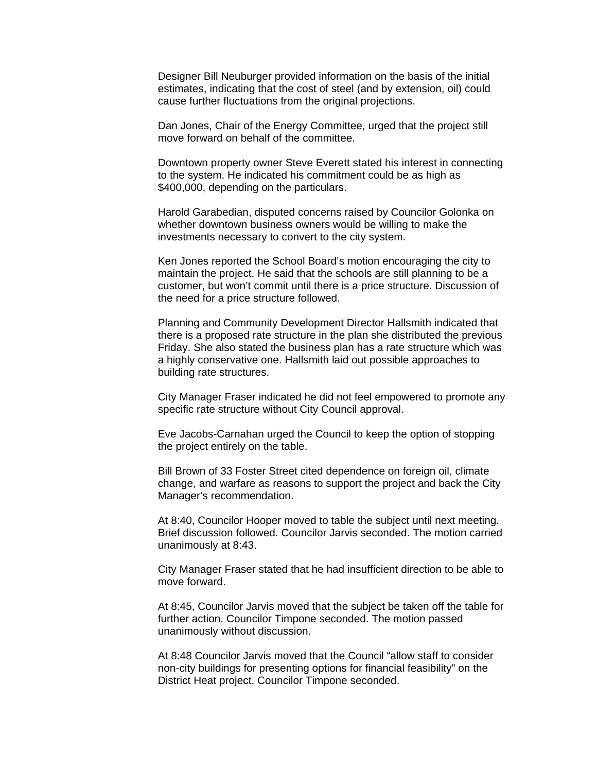Designer Bill Neuburger provided information on the basis of the initial estimates, indicating that the cost of steel (and by extension, oil) could cause further fluctuations from the original projections.

Dan Jones, Chair of the Energy Committee, urged that the project still move forward on behalf of the committee.

Downtown property owner Steve Everett stated his interest in connecting to the system. He indicated his commitment could be as high as $400,000, depending on the particulars.

Harold Garabedian, disputed concerns raised by Councilor Golonka on whether downtown business owners would be willing to make the investments necessary to convert to the city system.

Ken Jones reported the School Board's motion encouraging the city to maintain the project. He said that the schools are still planning to be a customer, but won't commit until there is a price structure. Discussion of the need for a price structure followed.

Planning and Community Development Director Hallsmith indicated that there is a proposed rate structure in the plan she distributed the previous Friday. She also stated the business plan has a rate structure which was a highly conservative one. Hallsmith laid out possible approaches to building rate structures.

City Manager Fraser indicated he did not feel empowered to promote any specific rate structure without City Council approval.

Eve Jacobs-Carnahan urged the Council to keep the option of stopping the project entirely on the table.

Bill Brown of 33 Foster Street cited dependence on foreign oil, climate change, and warfare as reasons to support the project and back the City Manager's recommendation.

At 8:40, Councilor Hooper moved to table the subject until next meeting. Brief discussion followed. Councilor Jarvis seconded. The motion carried unanimously at 8:43.

City Manager Fraser stated that he had insufficient direction to be able to move forward.

At 8:45, Councilor Jarvis moved that the subject be taken off the table for further action. Councilor Timpone seconded. The motion passed unanimously without discussion.

At 8:48 Councilor Jarvis moved that the Council "allow staff to consider non-city buildings for presenting options for financial feasibility" on the District Heat project. Councilor Timpone seconded.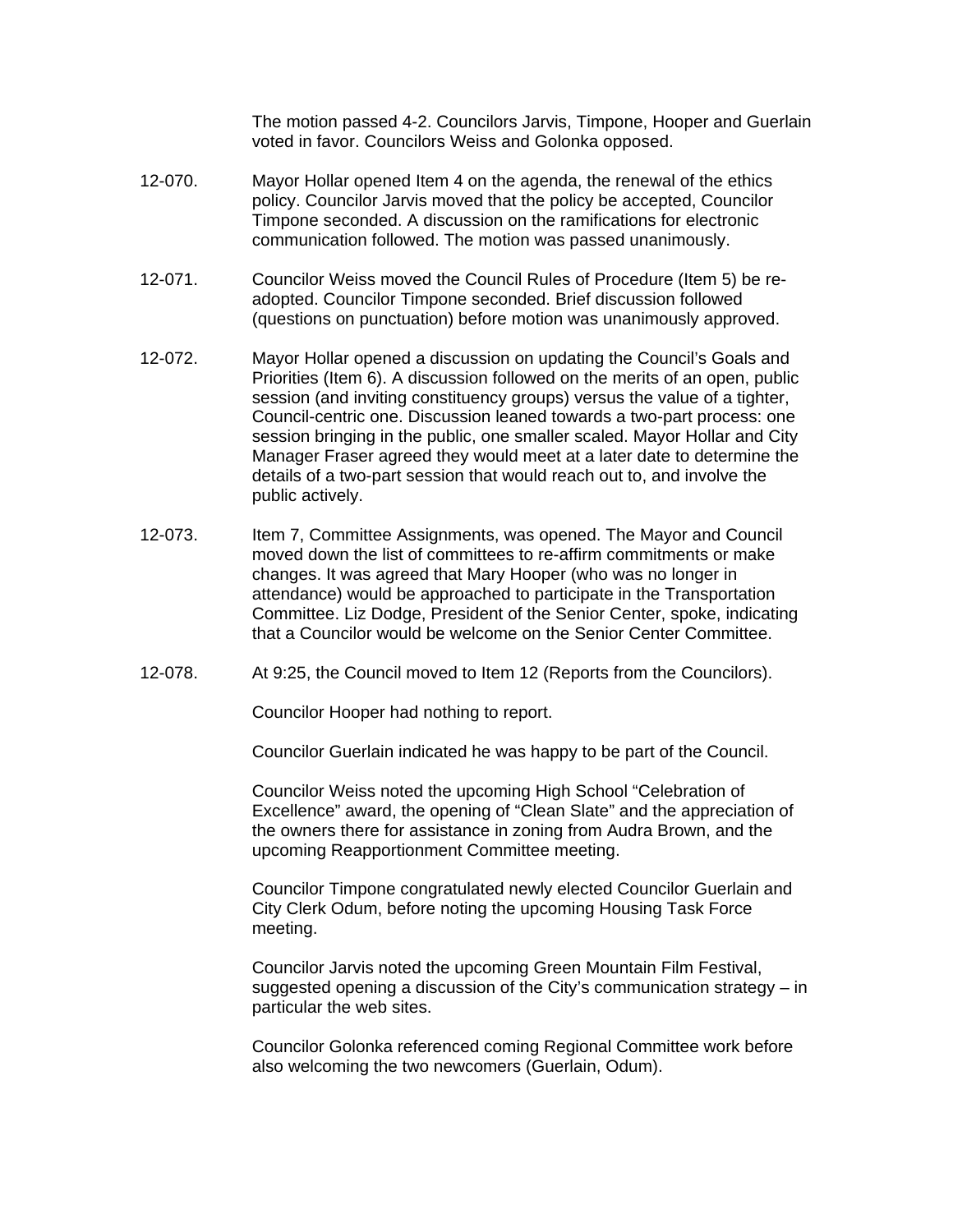The motion passed 4-2. Councilors Jarvis, Timpone, Hooper and Guerlain voted in favor. Councilors Weiss and Golonka opposed.

12-070. Mayor Hollar opened Item 4 on the agenda, the renewal of the ethics policy. Councilor Jarvis moved that the policy be accepted, Councilor Timpone seconded. A discussion on the ramifications for electronic communication followed. The motion was passed unanimously.

12-071. Councilor Weiss moved the Council Rules of Procedure (Item 5) be re-adopted. Councilor Timpone seconded. Brief discussion followed (questions on punctuation) before motion was unanimously approved.

12-072. Mayor Hollar opened a discussion on updating the Council's Goals and Priorities (Item 6). A discussion followed on the merits of an open, public session (and inviting constituency groups) versus the value of a tighter, Council-centric one. Discussion leaned towards a two-part process: one session bringing in the public, one smaller scaled. Mayor Hollar and City Manager Fraser agreed they would meet at a later date to determine the details of a two-part session that would reach out to, and involve the public actively.

12-073. Item 7, Committee Assignments, was opened. The Mayor and Council moved down the list of committees to re-affirm commitments or make changes. It was agreed that Mary Hooper (who was no longer in attendance) would be approached to participate in the Transportation Committee. Liz Dodge, President of the Senior Center, spoke, indicating that a Councilor would be welcome on the Senior Center Committee.

12-078. At 9:25, the Council moved to Item 12 (Reports from the Councilors).

Councilor Hooper had nothing to report.

Councilor Guerlain indicated he was happy to be part of the Council.

Councilor Weiss noted the upcoming High School "Celebration of Excellence" award, the opening of "Clean Slate" and the appreciation of the owners there for assistance in zoning from Audra Brown, and the upcoming Reapportionment Committee meeting.

Councilor Timpone congratulated newly elected Councilor Guerlain and City Clerk Odum, before noting the upcoming Housing Task Force meeting.

Councilor Jarvis noted the upcoming Green Mountain Film Festival, suggested opening a discussion of the City's communication strategy – in particular the web sites.

Councilor Golonka referenced coming Regional Committee work before also welcoming the two newcomers (Guerlain, Odum).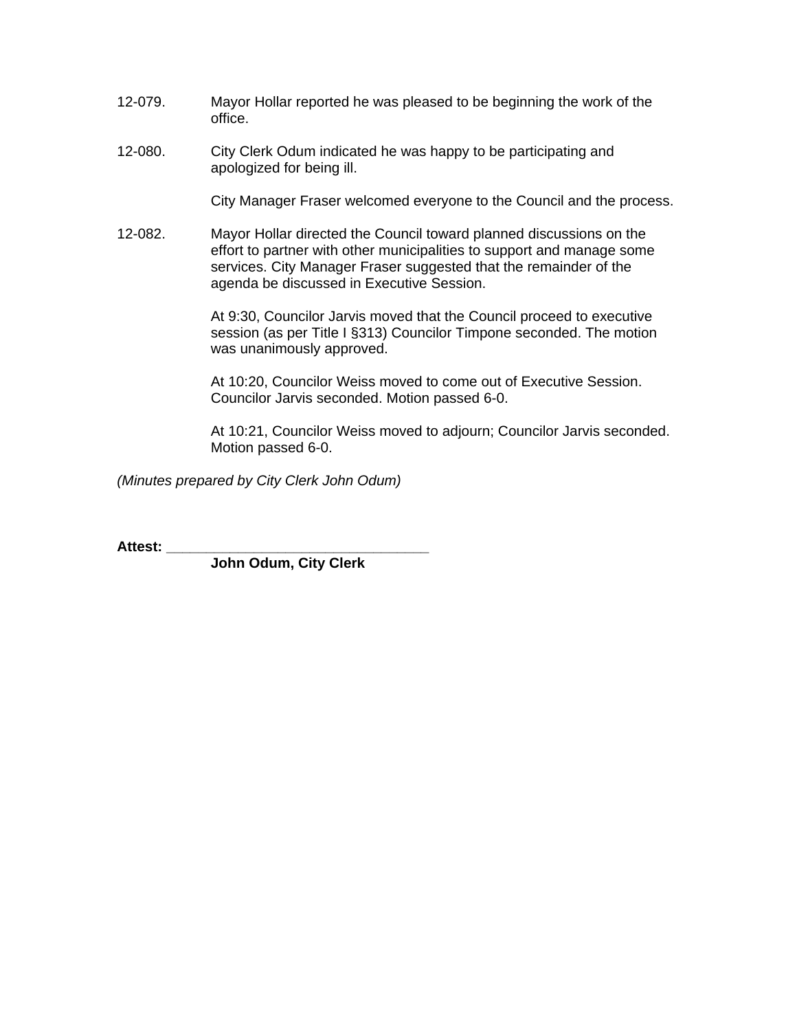12-079. Mayor Hollar reported he was pleased to be beginning the work of the office.

12-080. City Clerk Odum indicated he was happy to be participating and apologized for being ill.

City Manager Fraser welcomed everyone to the Council and the process.

12-082. Mayor Hollar directed the Council toward planned discussions on the effort to partner with other municipalities to support and manage some services. City Manager Fraser suggested that the remainder of the agenda be discussed in Executive Session.

At 9:30, Councilor Jarvis moved that the Council proceed to executive session (as per Title I §313) Councilor Timpone seconded. The motion was unanimously approved.

At 10:20, Councilor Weiss moved to come out of Executive Session. Councilor Jarvis seconded. Motion passed 6-0.

At 10:21, Councilor Weiss moved to adjourn; Councilor Jarvis seconded. Motion passed 6-0.

*(Minutes prepared by City Clerk John Odum)*

**Attest: _______________________________**
**John Odum, City Clerk**